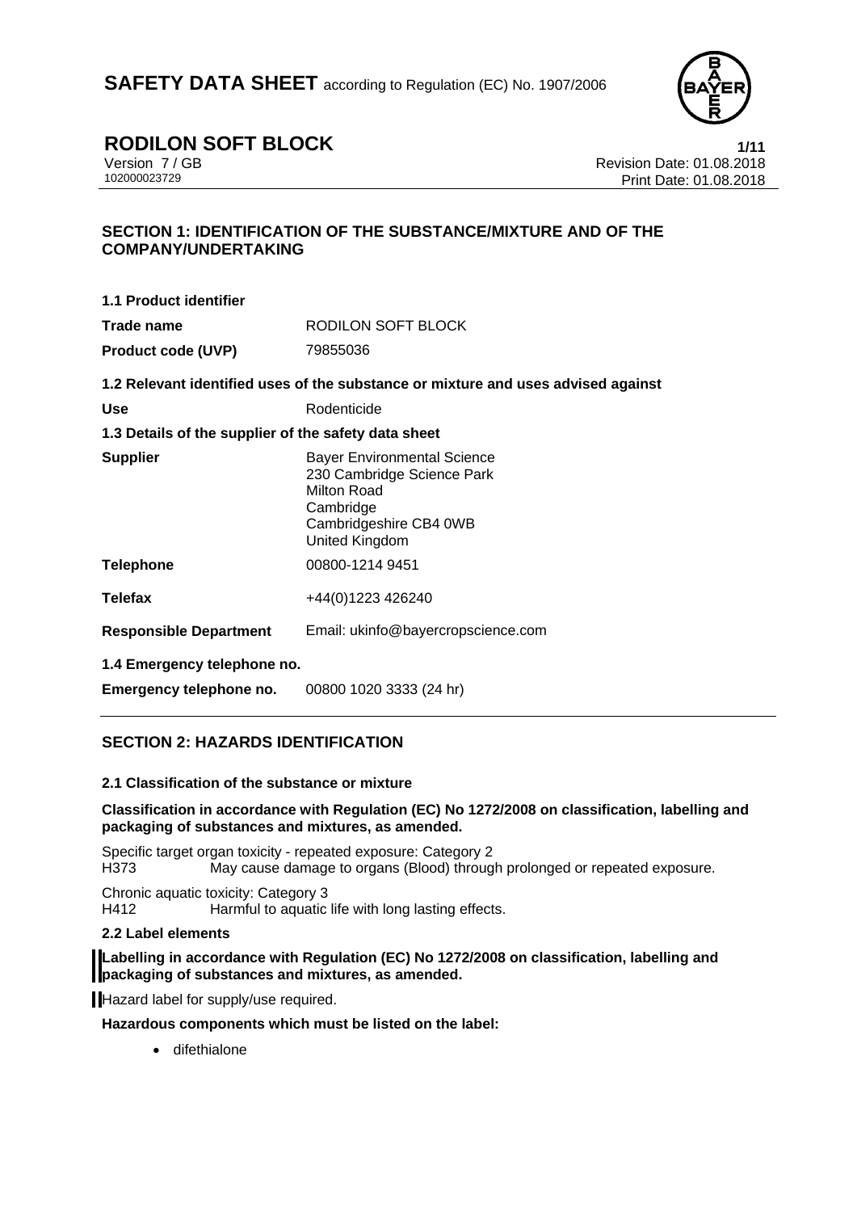# SAFETY DATA SHEET according to Regulation (EC) No. 1907/2006

## RODILON SOFT BLOCK

Version 7 / GB
102000023729

Revision Date: 01.08.2018
Print Date: 01.08.2018

## SECTION 1: IDENTIFICATION OF THE SUBSTANCE/MIXTURE AND OF THE COMPANY/UNDERTAKING

**1.1 Product identifier**

| | |
|---|---|
| **Trade name** | RODILON SOFT BLOCK |
| **Product code (UVP)** | 79855036 |

**1.2 Relevant identified uses of the substance or mixture and uses advised against**

| | |
|---|---|
| **Use** | Rodenticide |

**1.3 Details of the supplier of the safety data sheet**

| | |
|---|---|
| **Supplier** | Bayer Environmental Science<br>230 Cambridge Science Park<br>Milton Road<br>Cambridge<br>Cambridgeshire CB4 0WB<br>United Kingdom |
| **Telephone** | 00800-1214 9451 |
| **Telefax** | +44(0)1223 426240 |
| **Responsible Department** | Email: ukinfo@bayercropscience.com |

**1.4 Emergency telephone no.**

| | |
|---|---|
| **Emergency telephone no.** | 00800 1020 3333 (24 hr) |

## SECTION 2: HAZARDS IDENTIFICATION

**2.1 Classification of the substance or mixture**

**Classification in accordance with Regulation (EC) No 1272/2008 on classification, labelling and packaging of substances and mixtures, as amended.**

Specific target organ toxicity - repeated exposure: Category 2
H373 May cause damage to organs (Blood) through prolonged or repeated exposure.

Chronic aquatic toxicity: Category 3
H412 Harmful to aquatic life with long lasting effects.

**2.2 Label elements**

**Labelling in accordance with Regulation (EC) No 1272/2008 on classification, labelling and packaging of substances and mixtures, as amended.**

Hazard label for supply/use required.

**Hazardous components which must be listed on the label:**

- difethialone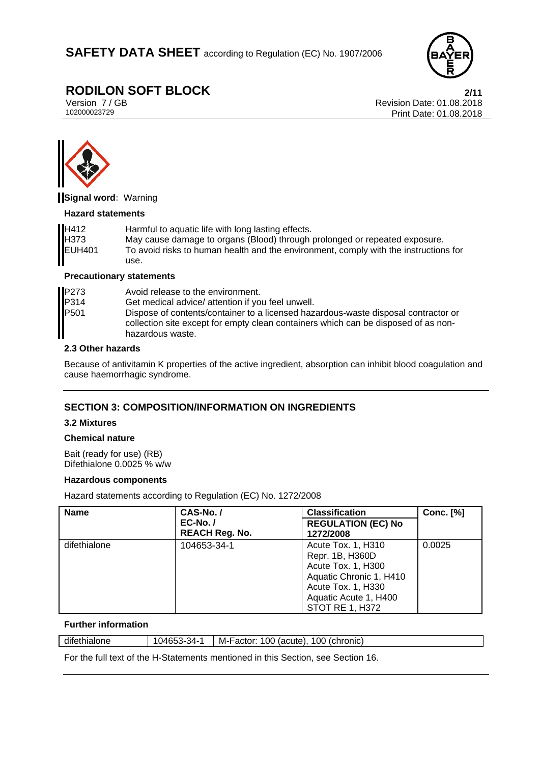**Signal word**: Warning

**Hazard statements**

| | |
|---|---|
| H412 | Harmful to aquatic life with long lasting effects. |
| H373 | May cause damage to organs (Blood) through prolonged or repeated exposure. |
| EUH401 | To avoid risks to human health and the environment, comply with the instructions for use. |

**Precautionary statements**

| | |
|---|---|
| P273 | Avoid release to the environment. |
| P314 | Get medical advice/ attention if you feel unwell. |
| P501 | Dispose of contents/container to a licensed hazardous-waste disposal contractor or collection site except for empty clean containers which can be disposed of as non-hazardous waste. |

### 2.3 Other hazards

Because of antivitamin K properties of the active ingredient, absorption can inhibit blood coagulation and cause haemorrhagic syndrome.

## SECTION 3: COMPOSITION/INFORMATION ON INGREDIENTS

### 3.2 Mixtures

**Chemical nature**

Bait (ready for use) (RB)
Difethialone 0.0025 % w/w

**Hazardous components**

Hazard statements according to Regulation (EC) No. 1272/2008

| Name | CAS-No. / EC-No. / REACH Reg. No. | Classification REGULATION (EC) No 1272/2008 | Conc. [%] |
|---|---|---|---|
| difethialone | 104653-34-1 | Acute Tox. 1, H310<br>Repr. 1B, H360D<br>Acute Tox. 1, H300<br>Aquatic Chronic 1, H410<br>Acute Tox. 1, H330<br>Aquatic Acute 1, H400<br>STOT RE 1, H372 | 0.0025 |

**Further information**

| | | |
|---|---|---|
| difethialone | 104653-34-1 | M-Factor: 100 (acute), 100 (chronic) |

For the full text of the H-Statements mentioned in this Section, see Section 16.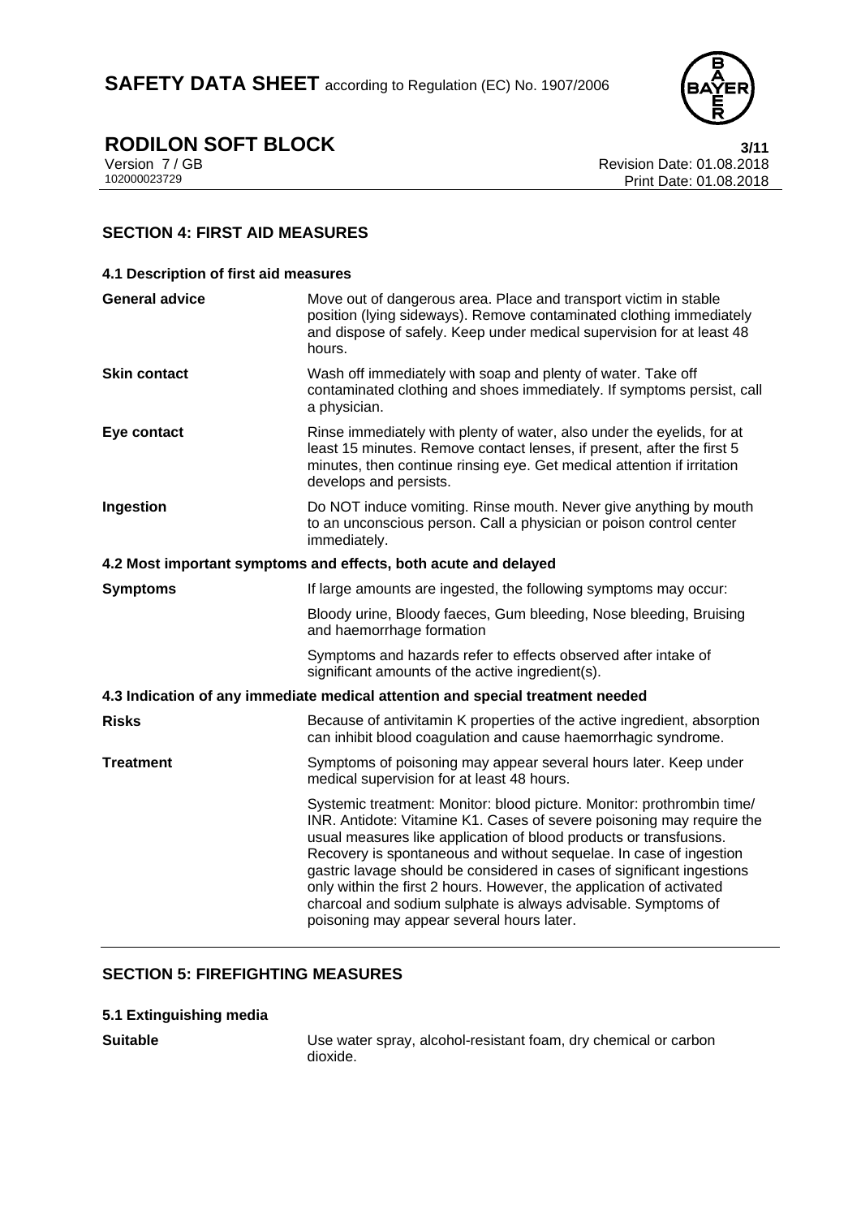## SECTION 4: FIRST AID MEASURES

### 4.1 Description of first aid measures

| | |
|---|---|
| **General advice** | Move out of dangerous area. Place and transport victim in stable position (lying sideways). Remove contaminated clothing immediately and dispose of safely. Keep under medical supervision for at least 48 hours. |
| **Skin contact** | Wash off immediately with soap and plenty of water. Take off contaminated clothing and shoes immediately. If symptoms persist, call a physician. |
| **Eye contact** | Rinse immediately with plenty of water, also under the eyelids, for at least 15 minutes. Remove contact lenses, if present, after the first 5 minutes, then continue rinsing eye. Get medical attention if irritation develops and persists. |
| **Ingestion** | Do NOT induce vomiting. Rinse mouth. Never give anything by mouth to an unconscious person. Call a physician or poison control center immediately. |

### 4.2 Most important symptoms and effects, both acute and delayed

| | |
|---|---|
| **Symptoms** | If large amounts are ingested, the following symptoms may occur: |
| | Bloody urine, Bloody faeces, Gum bleeding, Nose bleeding, Bruising and haemorrhage formation |
| | Symptoms and hazards refer to effects observed after intake of significant amounts of the active ingredient(s). |

### 4.3 Indication of any immediate medical attention and special treatment needed

| | |
|---|---|
| **Risks** | Because of antivitamin K properties of the active ingredient, absorption can inhibit blood coagulation and cause haemorrhagic syndrome. |
| **Treatment** | Symptoms of poisoning may appear several hours later. Keep under medical supervision for at least 48 hours. |
| | Systemic treatment: Monitor: blood picture. Monitor: prothrombin time/ INR. Antidote: Vitamine K1. Cases of severe poisoning may require the usual measures like application of blood products or transfusions. Recovery is spontaneous and without sequelae. In case of ingestion gastric lavage should be considered in cases of significant ingestions only within the first 2 hours. However, the application of activated charcoal and sodium sulphate is always advisable. Symptoms of poisoning may appear several hours later. |

## SECTION 5: FIREFIGHTING MEASURES

### 5.1 Extinguishing media

| | |
|---|---|
| **Suitable** | Use water spray, alcohol-resistant foam, dry chemical or carbon dioxide. |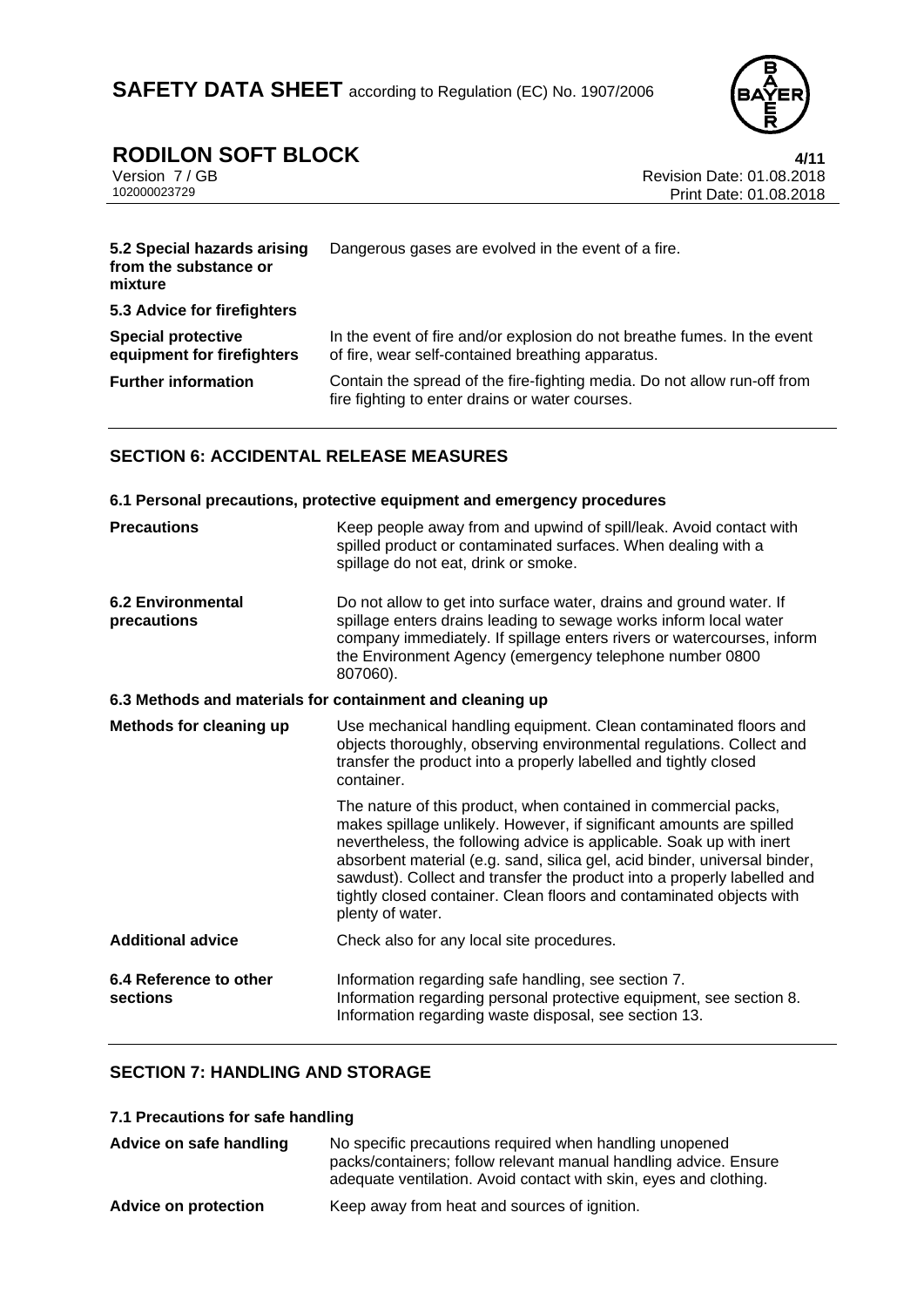| | |
|---|---|
| **5.2 Special hazards arising from the substance or mixture** | Dangerous gases are evolved in the event of a fire. |
| **5.3 Advice for firefighters** | |
| **Special protective equipment for firefighters** | In the event of fire and/or explosion do not breathe fumes. In the event of fire, wear self-contained breathing apparatus. |
| **Further information** | Contain the spread of the fire-fighting media. Do not allow run-off from fire fighting to enter drains or water courses. |

## SECTION 6: ACCIDENTAL RELEASE MEASURES

### 6.1 Personal precautions, protective equipment and emergency procedures

| | |
|---|---|
| **Precautions** | Keep people away from and upwind of spill/leak. Avoid contact with spilled product or contaminated surfaces. When dealing with a spillage do not eat, drink or smoke. |
| **6.2 Environmental precautions** | Do not allow to get into surface water, drains and ground water. If spillage enters drains leading to sewage works inform local water company immediately. If spillage enters rivers or watercourses, inform the Environment Agency (emergency telephone number 0800 807060). |

### 6.3 Methods and materials for containment and cleaning up

| | |
|---|---|
| **Methods for cleaning up** | Use mechanical handling equipment. Clean contaminated floors and objects thoroughly, observing environmental regulations. Collect and transfer the product into a properly labelled and tightly closed container.<br><br>The nature of this product, when contained in commercial packs, makes spillage unlikely. However, if significant amounts are spilled nevertheless, the following advice is applicable. Soak up with inert absorbent material (e.g. sand, silica gel, acid binder, universal binder, sawdust). Collect and transfer the product into a properly labelled and tightly closed container. Clean floors and contaminated objects with plenty of water. |
| **Additional advice** | Check also for any local site procedures. |
| **6.4 Reference to other sections** | Information regarding safe handling, see section 7.<br>Information regarding personal protective equipment, see section 8.<br>Information regarding waste disposal, see section 13. |

## SECTION 7: HANDLING AND STORAGE

### 7.1 Precautions for safe handling

| | |
|---|---|
| **Advice on safe handling** | No specific precautions required when handling unopened packs/containers; follow relevant manual handling advice. Ensure adequate ventilation. Avoid contact with skin, eyes and clothing. |
| **Advice on protection** | Keep away from heat and sources of ignition. |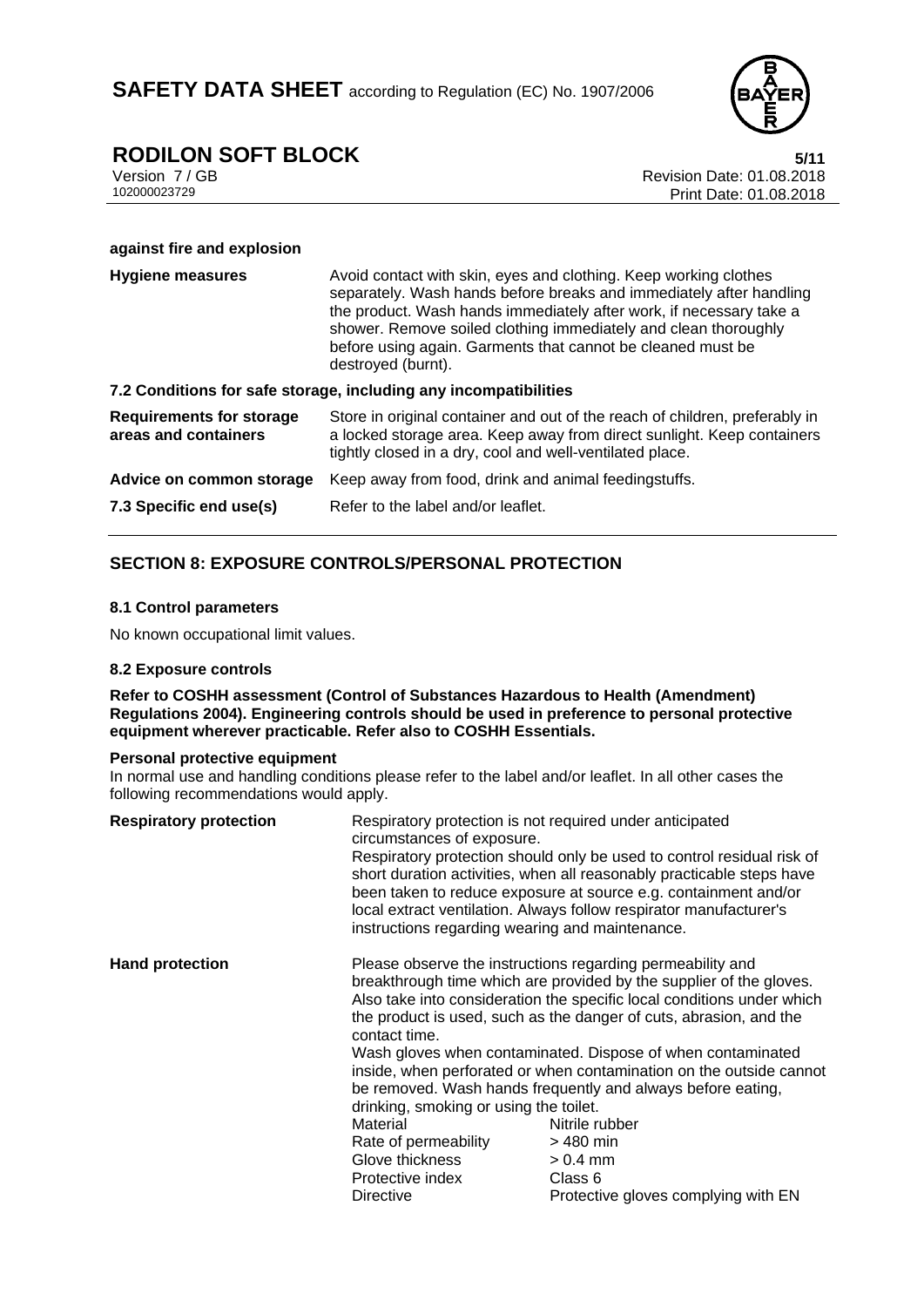**against fire and explosion**

| | |
|---|---|
| **Hygiene measures** | Avoid contact with skin, eyes and clothing. Keep working clothes separately. Wash hands before breaks and immediately after handling the product. Wash hands immediately after work, if necessary take a shower. Remove soiled clothing immediately and clean thoroughly before using again. Garments that cannot be cleaned must be destroyed (burnt). |

**7.2 Conditions for safe storage, including any incompatibilities**

| | |
|---|---|
| **Requirements for storage areas and containers** | Store in original container and out of the reach of children, preferably in a locked storage area. Keep away from direct sunlight. Keep containers tightly closed in a dry, cool and well-ventilated place. |
| **Advice on common storage** | Keep away from food, drink and animal feedingstuffs. |
| **7.3 Specific end use(s)** | Refer to the label and/or leaflet. |

## SECTION 8: EXPOSURE CONTROLS/PERSONAL PROTECTION

### 8.1 Control parameters

No known occupational limit values.

### 8.2 Exposure controls

**Refer to COSHH assessment (Control of Substances Hazardous to Health (Amendment) Regulations 2004). Engineering controls should be used in preference to personal protective equipment wherever practicable. Refer also to COSHH Essentials.**

**Personal protective equipment**

In normal use and handling conditions please refer to the label and/or leaflet. In all other cases the following recommendations would apply.

**Respiratory protection**

Respiratory protection is not required under anticipated circumstances of exposure.
Respiratory protection should only be used to control residual risk of short duration activities, when all reasonably practicable steps have been taken to reduce exposure at source e.g. containment and/or local extract ventilation. Always follow respirator manufacturer's instructions regarding wearing and maintenance.

**Hand protection**

Please observe the instructions regarding permeability and breakthrough time which are provided by the supplier of the gloves. Also take into consideration the specific local conditions under which the product is used, such as the danger of cuts, abrasion, and the contact time.
Wash gloves when contaminated. Dispose of when contaminated inside, when perforated or when contamination on the outside cannot be removed. Wash hands frequently and always before eating, drinking, smoking or using the toilet.

| | |
|---|---|
| Material | Nitrile rubber |
| Rate of permeability | > 480 min |
| Glove thickness | > 0.4 mm |
| Protective index | Class 6 |
| Directive | Protective gloves complying with EN |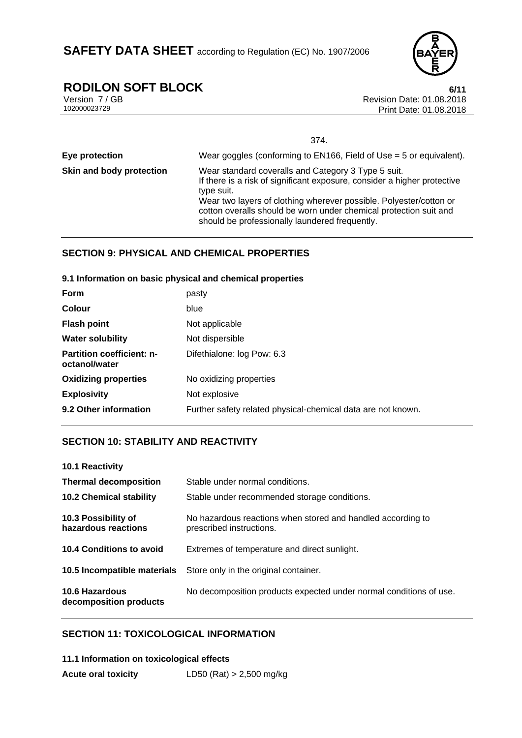374.

| | |
|---|---|
| **Eye protection** | Wear goggles (conforming to EN166, Field of Use = 5 or equivalent). |
| **Skin and body protection** | Wear standard coveralls and Category 3 Type 5 suit. If there is a risk of significant exposure, consider a higher protective type suit. Wear two layers of clothing wherever possible. Polyester/cotton or cotton overalls should be worn under chemical protection suit and should be professionally laundered frequently. |

## SECTION 9: PHYSICAL AND CHEMICAL PROPERTIES

### 9.1 Information on basic physical and chemical properties

| | |
|---|---|
| **Form** | pasty |
| **Colour** | blue |
| **Flash point** | Not applicable |
| **Water solubility** | Not dispersible |
| **Partition coefficient: n-octanol/water** | Difethialone: log Pow: 6.3 |
| **Oxidizing properties** | No oxidizing properties |
| **Explosivity** | Not explosive |
| **9.2 Other information** | Further safety related physical-chemical data are not known. |

## SECTION 10: STABILITY AND REACTIVITY

| | |
|---|---|
| **10.1 Reactivity** | |
| **Thermal decomposition** | Stable under normal conditions. |
| **10.2 Chemical stability** | Stable under recommended storage conditions. |
| **10.3 Possibility of hazardous reactions** | No hazardous reactions when stored and handled according to prescribed instructions. |
| **10.4 Conditions to avoid** | Extremes of temperature and direct sunlight. |
| **10.5 Incompatible materials** | Store only in the original container. |
| **10.6 Hazardous decomposition products** | No decomposition products expected under normal conditions of use. |

## SECTION 11: TOXICOLOGICAL INFORMATION

### 11.1 Information on toxicological effects

| | |
|---|---|
| **Acute oral toxicity** | LD50 (Rat) > 2,500 mg/kg |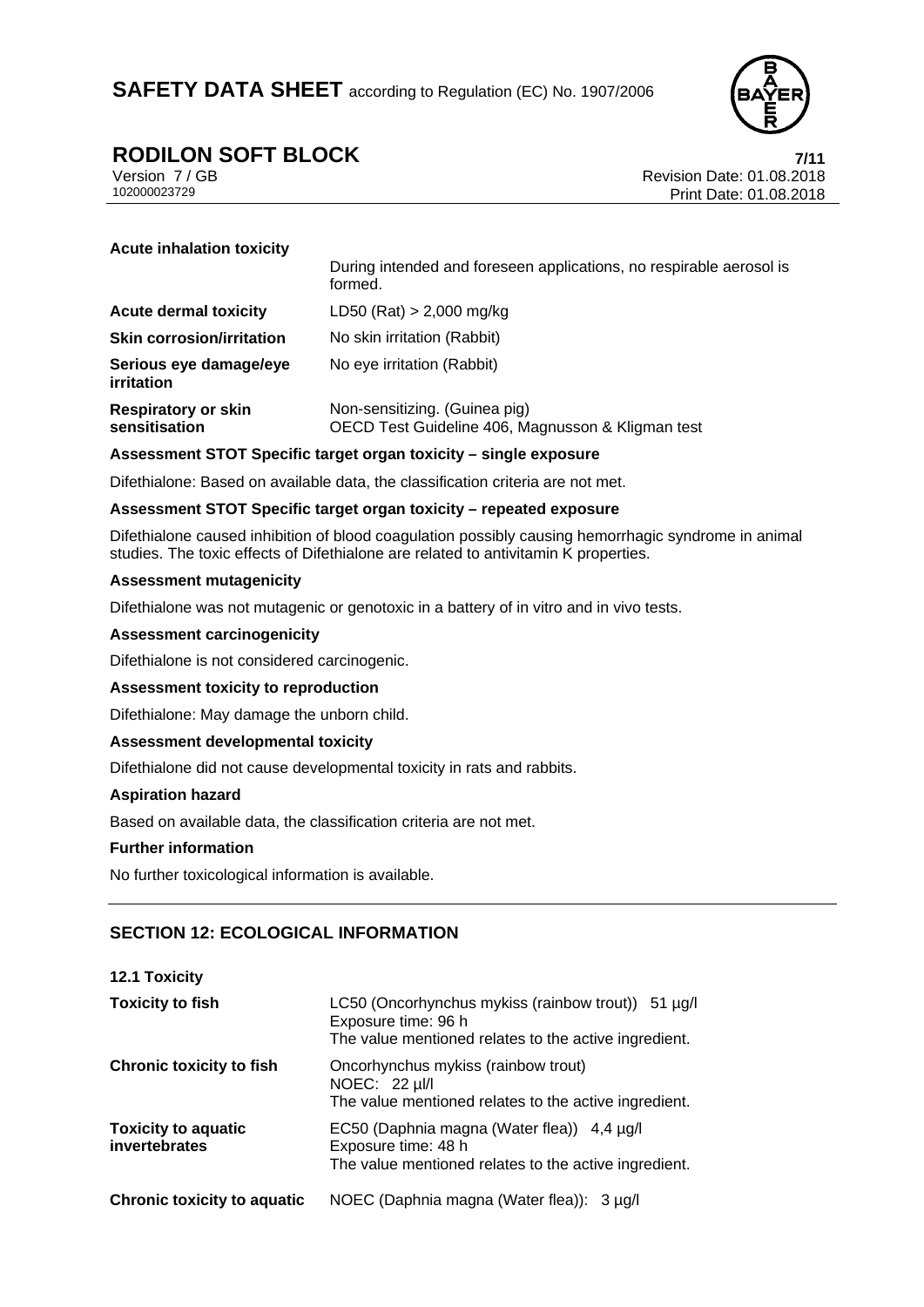**Acute inhalation toxicity**

During intended and foreseen applications, no respirable aerosol is formed.

| | |
|---|---|
| **Acute dermal toxicity** | LD50 (Rat) > 2,000 mg/kg |
| **Skin corrosion/irritation** | No skin irritation (Rabbit) |
| **Serious eye damage/eye irritation** | No eye irritation (Rabbit) |
| **Respiratory or skin sensitisation** | Non-sensitizing. (Guinea pig)<br>OECD Test Guideline 406, Magnusson & Kligman test |

**Assessment STOT Specific target organ toxicity – single exposure**

Difethialone: Based on available data, the classification criteria are not met.

**Assessment STOT Specific target organ toxicity – repeated exposure**

Difethialone caused inhibition of blood coagulation possibly causing hemorrhagic syndrome in animal studies. The toxic effects of Difethialone are related to antivitamin K properties.

**Assessment mutagenicity**

Difethialone was not mutagenic or genotoxic in a battery of in vitro and in vivo tests.

**Assessment carcinogenicity**

Difethialone is not considered carcinogenic.

**Assessment toxicity to reproduction**

Difethialone: May damage the unborn child.

**Assessment developmental toxicity**

Difethialone did not cause developmental toxicity in rats and rabbits.

**Aspiration hazard**

Based on available data, the classification criteria are not met.

**Further information**

No further toxicological information is available.

## SECTION 12: ECOLOGICAL INFORMATION

**12.1 Toxicity**

| | |
|---|---|
| **Toxicity to fish** | LC50 (Oncorhynchus mykiss (rainbow trout)) 51 µg/l<br>Exposure time: 96 h<br>The value mentioned relates to the active ingredient. |
| **Chronic toxicity to fish** | Oncorhynchus mykiss (rainbow trout)<br>NOEC: 22 µl/l<br>The value mentioned relates to the active ingredient. |
| **Toxicity to aquatic invertebrates** | EC50 (Daphnia magna (Water flea)) 4,4 µg/l<br>Exposure time: 48 h<br>The value mentioned relates to the active ingredient. |
| **Chronic toxicity to aquatic** | NOEC (Daphnia magna (Water flea)): 3 µg/l |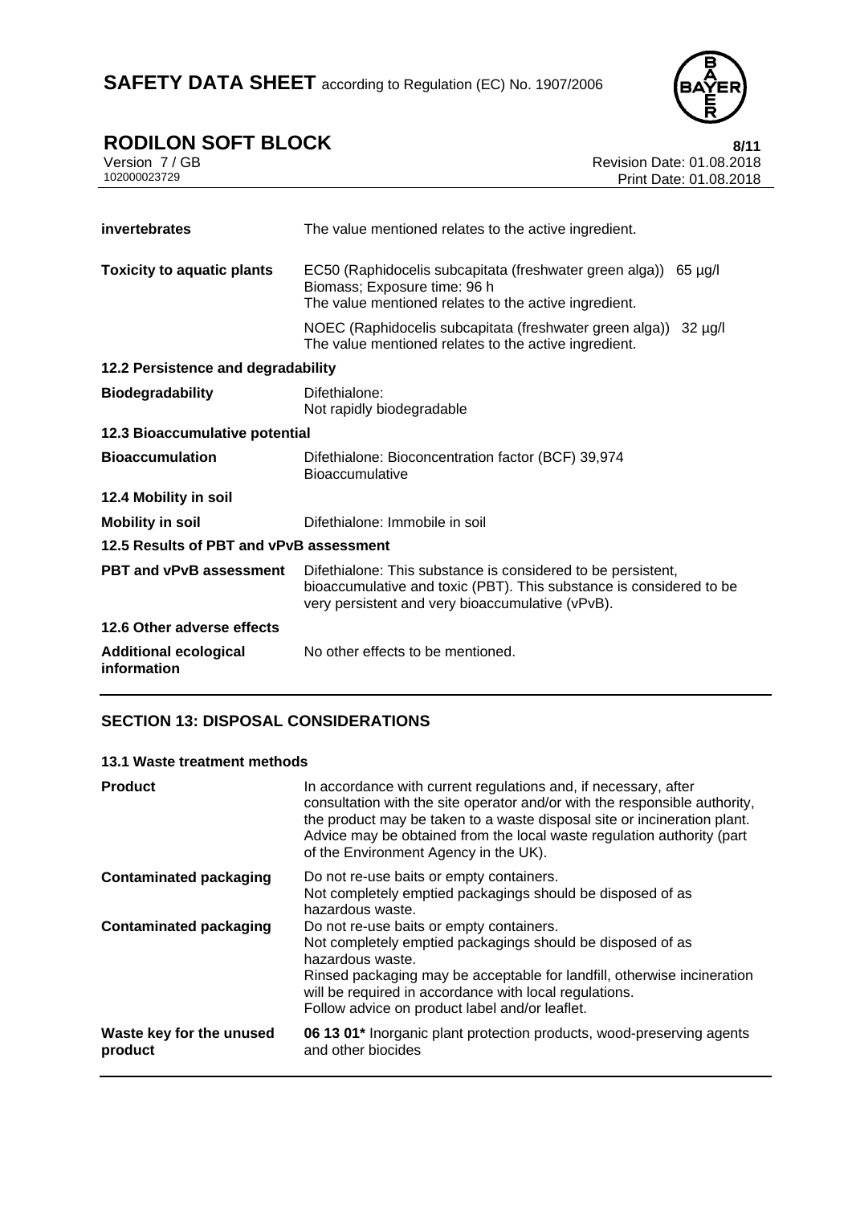| | |
|---|---|
| **invertebrates** | The value mentioned relates to the active ingredient. |
| **Toxicity to aquatic plants** | EC50 (Raphidocelis subcapitata (freshwater green alga)) 65 µg/l<br>Biomass; Exposure time: 96 h<br>The value mentioned relates to the active ingredient. |
| | NOEC (Raphidocelis subcapitata (freshwater green alga)) 32 µg/l<br>The value mentioned relates to the active ingredient. |

**12.2 Persistence and degradability**

| | |
|---|---|
| **Biodegradability** | Difethialone:<br>Not rapidly biodegradable |

**12.3 Bioaccumulative potential**

| | |
|---|---|
| **Bioaccumulation** | Difethialone: Bioconcentration factor (BCF) 39,974<br>Bioaccumulative |

**12.4 Mobility in soil**

| | |
|---|---|
| **Mobility in soil** | Difethialone: Immobile in soil |

**12.5 Results of PBT and vPvB assessment**

| | |
|---|---|
| **PBT and vPvB assessment** | Difethialone: This substance is considered to be persistent, bioaccumulative and toxic (PBT). This substance is considered to be very persistent and very bioaccumulative (vPvB). |

**12.6 Other adverse effects**

| | |
|---|---|
| **Additional ecological information** | No other effects to be mentioned. |

## SECTION 13: DISPOSAL CONSIDERATIONS

**13.1 Waste treatment methods**

| | |
|---|---|
| **Product** | In accordance with current regulations and, if necessary, after consultation with the site operator and/or with the responsible authority, the product may be taken to a waste disposal site or incineration plant. Advice may be obtained from the local waste regulation authority (part of the Environment Agency in the UK). |
| **Contaminated packaging** | Do not re-use baits or empty containers.<br>Not completely emptied packagings should be disposed of as hazardous waste. |
| **Contaminated packaging** | Do not re-use baits or empty containers.<br>Not completely emptied packagings should be disposed of as hazardous waste.<br>Rinsed packaging may be acceptable for landfill, otherwise incineration will be required in accordance with local regulations.<br>Follow advice on product label and/or leaflet. |
| **Waste key for the unused product** | **06 13 01*** Inorganic plant protection products, wood-preserving agents and other biocides |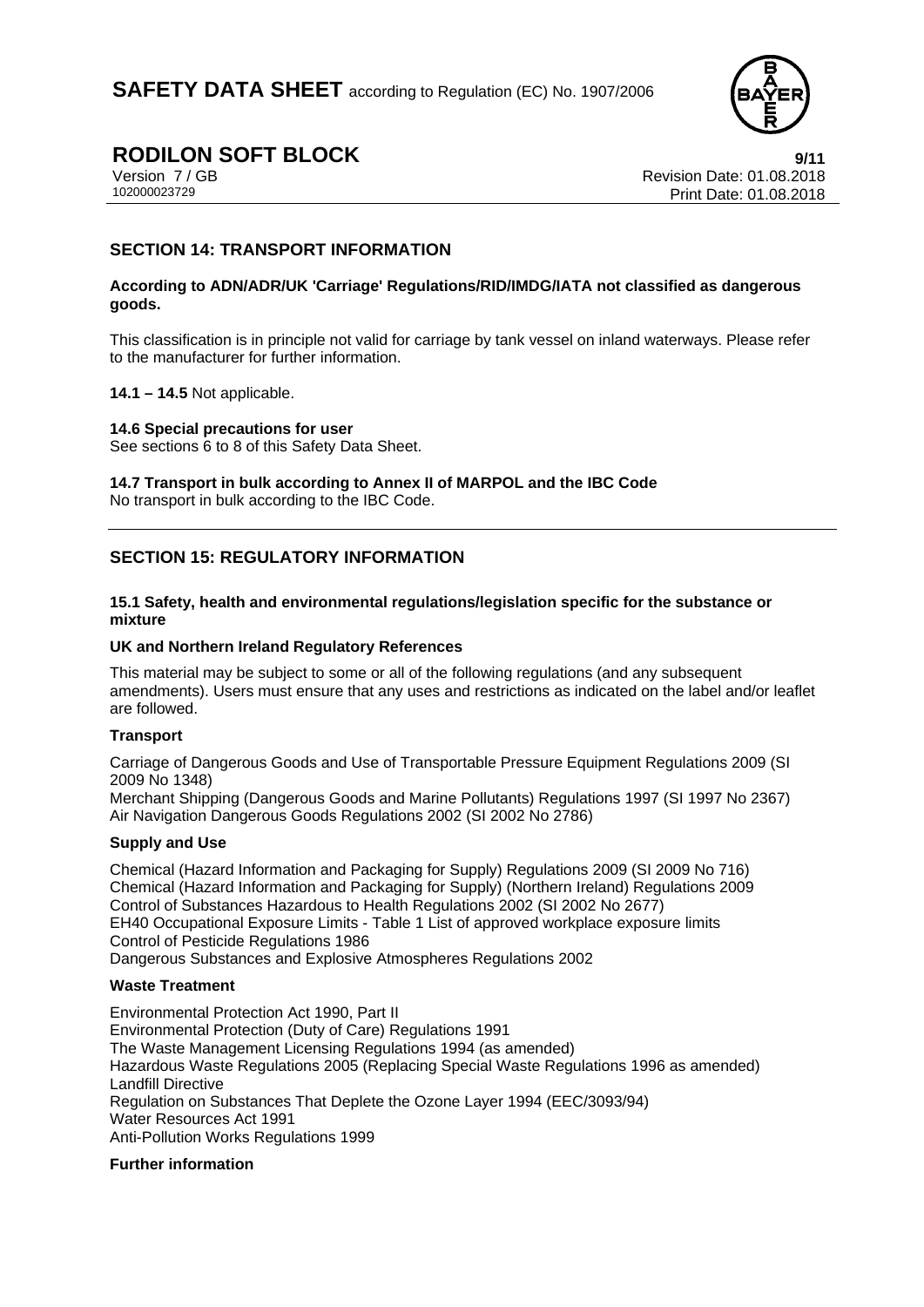## SECTION 14: TRANSPORT INFORMATION

**According to ADN/ADR/UK 'Carriage' Regulations/RID/IMDG/IATA not classified as dangerous goods.**

This classification is in principle not valid for carriage by tank vessel on inland waterways. Please refer to the manufacturer for further information.

**14.1 – 14.5** Not applicable.

**14.6 Special precautions for user**
See sections 6 to 8 of this Safety Data Sheet.

**14.7 Transport in bulk according to Annex II of MARPOL and the IBC Code**
No transport in bulk according to the IBC Code.

## SECTION 15: REGULATORY INFORMATION

**15.1 Safety, health and environmental regulations/legislation specific for the substance or mixture**

**UK and Northern Ireland Regulatory References**

This material may be subject to some or all of the following regulations (and any subsequent amendments). Users must ensure that any uses and restrictions as indicated on the label and/or leaflet are followed.

**Transport**

Carriage of Dangerous Goods and Use of Transportable Pressure Equipment Regulations 2009 (SI 2009 No 1348)
Merchant Shipping (Dangerous Goods and Marine Pollutants) Regulations 1997 (SI 1997 No 2367)
Air Navigation Dangerous Goods Regulations 2002 (SI 2002 No 2786)

**Supply and Use**

Chemical (Hazard Information and Packaging for Supply) Regulations 2009 (SI 2009 No 716)
Chemical (Hazard Information and Packaging for Supply) (Northern Ireland) Regulations 2009
Control of Substances Hazardous to Health Regulations 2002 (SI 2002 No 2677)
EH40 Occupational Exposure Limits - Table 1 List of approved workplace exposure limits
Control of Pesticide Regulations 1986
Dangerous Substances and Explosive Atmospheres Regulations 2002

**Waste Treatment**

Environmental Protection Act 1990, Part II
Environmental Protection (Duty of Care) Regulations 1991
The Waste Management Licensing Regulations 1994 (as amended)
Hazardous Waste Regulations 2005 (Replacing Special Waste Regulations 1996 as amended)
Landfill Directive
Regulation on Substances That Deplete the Ozone Layer 1994 (EEC/3093/94)
Water Resources Act 1991
Anti-Pollution Works Regulations 1999

**Further information**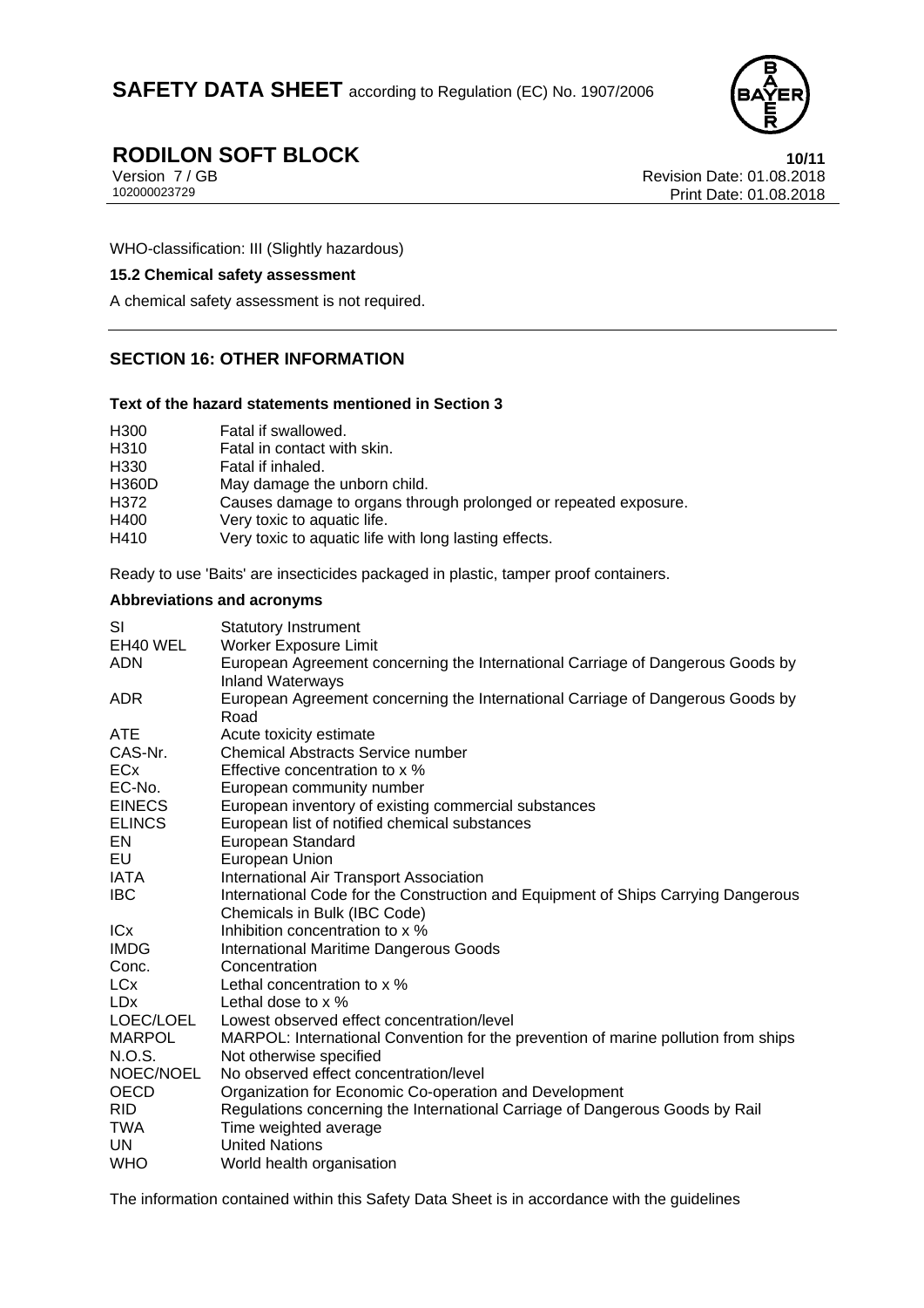WHO-classification: III (Slightly hazardous)

**15.2 Chemical safety assessment**

A chemical safety assessment is not required.

## SECTION 16: OTHER INFORMATION

**Text of the hazard statements mentioned in Section 3**

| | |
|---|---|
| H300 | Fatal if swallowed. |
| H310 | Fatal in contact with skin. |
| H330 | Fatal if inhaled. |
| H360D | May damage the unborn child. |
| H372 | Causes damage to organs through prolonged or repeated exposure. |
| H400 | Very toxic to aquatic life. |
| H410 | Very toxic to aquatic life with long lasting effects. |

Ready to use 'Baits' are insecticides packaged in plastic, tamper proof containers.

**Abbreviations and acronyms**

| | |
|---|---|
| SI | Statutory Instrument |
| EH40 WEL | Worker Exposure Limit |
| ADN | European Agreement concerning the International Carriage of Dangerous Goods by Inland Waterways |
| ADR | European Agreement concerning the International Carriage of Dangerous Goods by Road |
| ATE | Acute toxicity estimate |
| CAS-Nr. | Chemical Abstracts Service number |
| ECx | Effective concentration to x % |
| EC-No. | European community number |
| EINECS | European inventory of existing commercial substances |
| ELINCS | European list of notified chemical substances |
| EN | European Standard |
| EU | European Union |
| IATA | International Air Transport Association |
| IBC | International Code for the Construction and Equipment of Ships Carrying Dangerous Chemicals in Bulk (IBC Code) |
| ICx | Inhibition concentration to x % |
| IMDG | International Maritime Dangerous Goods |
| Conc. | Concentration |
| LCx | Lethal concentration to x % |
| LDx | Lethal dose to x % |
| LOEC/LOEL | Lowest observed effect concentration/level |
| MARPOL | MARPOL: International Convention for the prevention of marine pollution from ships |
| N.O.S. | Not otherwise specified |
| NOEC/NOEL | No observed effect concentration/level |
| OECD | Organization for Economic Co-operation and Development |
| RID | Regulations concerning the International Carriage of Dangerous Goods by Rail |
| TWA | Time weighted average |
| UN | United Nations |
| WHO | World health organisation |

The information contained within this Safety Data Sheet is in accordance with the guidelines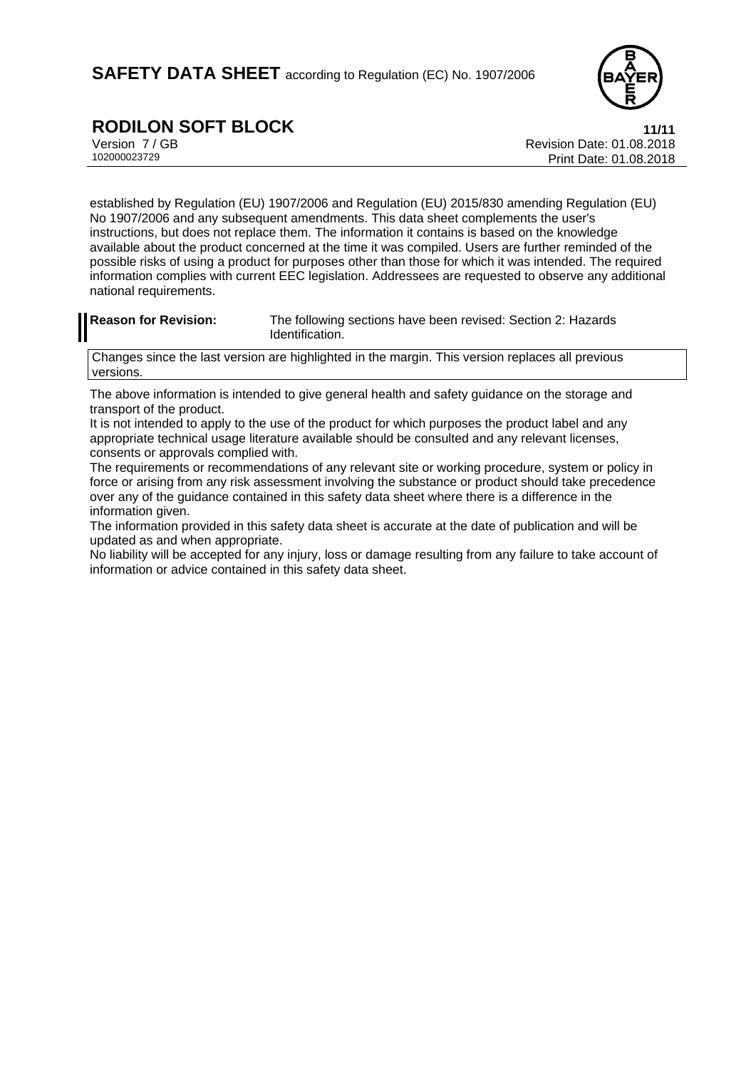established by Regulation (EU) 1907/2006 and Regulation (EU) 2015/830 amending Regulation (EU) No 1907/2006 and any subsequent amendments. This data sheet complements the user's instructions, but does not replace them. The information it contains is based on the knowledge available about the product concerned at the time it was compiled. Users are further reminded of the possible risks of using a product for purposes other than those for which it was intended. The required information complies with current EEC legislation. Addressees are requested to observe any additional national requirements.

**Reason for Revision:** The following sections have been revised: Section 2: Hazards Identification.

Changes since the last version are highlighted in the margin. This version replaces all previous versions.

The above information is intended to give general health and safety guidance on the storage and transport of the product.
It is not intended to apply to the use of the product for which purposes the product label and any appropriate technical usage literature available should be consulted and any relevant licenses, consents or approvals complied with.
The requirements or recommendations of any relevant site or working procedure, system or policy in force or arising from any risk assessment involving the substance or product should take precedence over any of the guidance contained in this safety data sheet where there is a difference in the information given.
The information provided in this safety data sheet is accurate at the date of publication and will be updated as and when appropriate.
No liability will be accepted for any injury, loss or damage resulting from any failure to take account of information or advice contained in this safety data sheet.